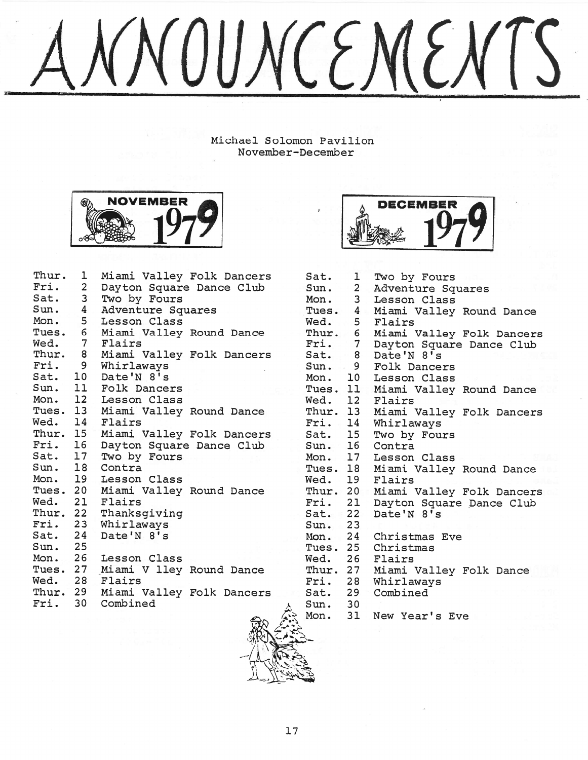# ANNOUNCEMENTS

Michael Solomon Pavilion
November-December

## NOVEMBER 1979

| Day | Date | Event |
|---|---|---|
| Thur. | 1 | Miami Valley Folk Dancers |
| Fri. | 2 | Dayton Square Dance Club |
| Sat. | 3 | Two by Fours |
| Sun. | 4 | Adventure Squares |
| Mon. | 5 | Lesson Class |
| Tues. | 6 | Miami Valley Round Dance |
| Wed. | 7 | Flairs |
| Thur. | 8 | Miami Valley Folk Dancers |
| Fri. | 9 | Whirlaways |
| Sat. | 10 | Date'N 8's |
| Sun. | 11 | Folk Dancers |
| Mon. | 12 | Lesson Class |
| Tues. | 13 | Miami Valley Round Dance |
| Wed. | 14 | Flairs |
| Thur. | 15 | Miami Valley Folk Dancers |
| Fri. | 16 | Dayton Square Dance Club |
| Sat. | 17 | Two by Fours |
| Sun. | 18 | Contra |
| Mon. | 19 | Lesson Class |
| Tues. | 20 | Miami Valley Round Dance |
| Wed. | 21 | Flairs |
| Thur. | 22 | Thanksgiving |
| Fri. | 23 | Whirlaways |
| Sat. | 24 | Date'N 8's |
| Sun. | 25 | |
| Mon. | 26 | Lesson Class |
| Tues. | 27 | Miami V lley Round Dance |
| Wed. | 28 | Flairs |
| Thur. | 29 | Miami Valley Folk Dancers |
| Fri. | 30 | Combined |

## DECEMBER 1979

| Day | Date | Event |
|---|---|---|
| Sat. | 1 | Two by Fours |
| Sun. | 2 | Adventure Squares |
| Mon. | 3 | Lesson Class |
| Tues. | 4 | Miami Valley Round Dance |
| Wed. | 5 | Flairs |
| Thur. | 6 | Miami Valley Folk Dancers |
| Fri. | 7 | Dayton Square Dance Club |
| Sat. | 8 | Date'N 8's |
| Sun. | 9 | Folk Dancers |
| Mon. | 10 | Lesson Class |
| Tues. | 11 | Miami Valley Round Dance |
| Wed. | 12 | Flairs |
| Thur. | 13 | Miami Valley Folk Dancers |
| Fri. | 14 | Whirlaways |
| Sat. | 15 | Two by Fours |
| Sun. | 16 | Contra |
| Mon. | 17 | Lesson Class |
| Tues. | 18 | Miami Valley Round Dance |
| Wed. | 19 | Flairs |
| Thur. | 20 | Miami Valley Folk Dancers |
| Fri. | 21 | Dayton Square Dance Club |
| Sat. | 22 | Date'N 8's |
| Sun. | 23 | |
| Mon. | 24 | Christmas Eve |
| Tues. | 25 | Christmas |
| Wed. | 26 | Flairs |
| Thur. | 27 | Miami Valley Folk Dance |
| Fri. | 28 | Whirlaways |
| Sat. | 29 | Combined |
| Sun. | 30 | |
| Mon. | 31 | New Year's Eve |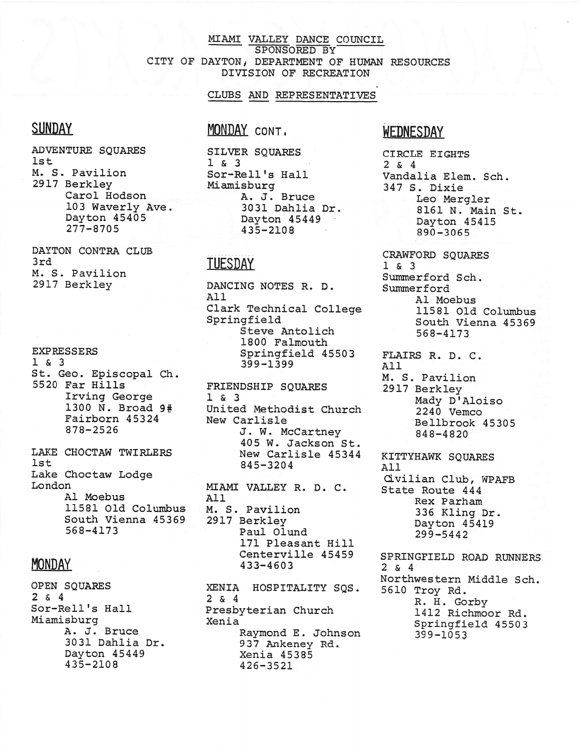# MIAMI VALLEY DANCE COUNCIL

SPONSORED BY

CITY OF DAYTON, DEPARTMENT OF HUMAN RESOURCES

DIVISION OF RECREATION

## CLUBS AND REPRESENTATIVES

## SUNDAY

ADVENTURE SQUARES
1st
M. S. Pavilion
2917 Berkley
Carol Hodson
103 Waverly Ave.
Dayton 45405
277-8705

DAYTON CONTRA CLUB
3rd
M. S. Pavilion
2917 Berkley

EXPRESSERS
1 & 3
St. Geo. Episcopal Ch.
5520 Far Hills
Irving George
1300 N. Broad 9#
Fairborn 45324
878-2526

LAKE CHOCTAW TWIRLERS
1st
Lake Choctaw Lodge
London
Al Moebus
11581 Old Columbus
South Vienna 45369
568-4173

## MONDAY

OPEN SQUARES
2 & 4
Sor-Rell's Hall
Miamisburg
A. J. Bruce
3031 Dahlia Dr.
Dayton 45449
435-2108

## MONDAY CONT.

SILVER SQUARES
1 & 3
Sor-Rell's Hall
Miamisburg
A. J. Bruce
3031 Dahlia Dr.
Dayton 45449
435-2108

## TUESDAY

DANCING NOTES R. D.
All
Clark Technical College
Springfield
Steve Antolich
1800 Falmouth
Springfield 45503
399-1399

FRIENDSHIP SQUARES
1 & 3
United Methodist Church
New Carlisle
J. W. McCartney
405 W. Jackson St.
New Carlisle 45344
845-3204

MIAMI VALLEY R. D. C.
All
M. S. Pavilion
2917 Berkley
Paul Olund
171 Pleasant Hill
Centerville 45459
433-4603

XENIA HOSPITALITY SQS.
2 & 4
Presbyterian Church
Xenia
Raymond E. Johnson
937 Ankeney Rd.
Xenia 45385
426-3521

## WEDNESDAY

CIRCLE EIGHTS
2 & 4
Vandalia Elem. Sch.
347 S. Dixie
Leo Mergler
8161 N. Main St.
Dayton 45415
890-3065

CRAWFORD SQUARES
1 & 3
Summerford Sch.
Summerford
Al Moebus
11581 Old Columbus
South Vienna 45369
568-4173

FLAIRS R. D. C.
All
M. S. Pavilion
2917 Berkley
Mady D'Aloiso
2240 Vemco
Bellbrook 45305
848-4820

KITTYHAWK SQUARES
All
Civilian Club, WPAFB
State Route 444
Rex Parham
336 Kling Dr.
Dayton 45419
299-5442

SPRINGFIELD ROAD RUNNERS
2 & 4
Northwestern Middle Sch.
5610 Troy Rd.
R. H. Gorby
1412 Richmoor Rd.
Springfield 45503
399-1053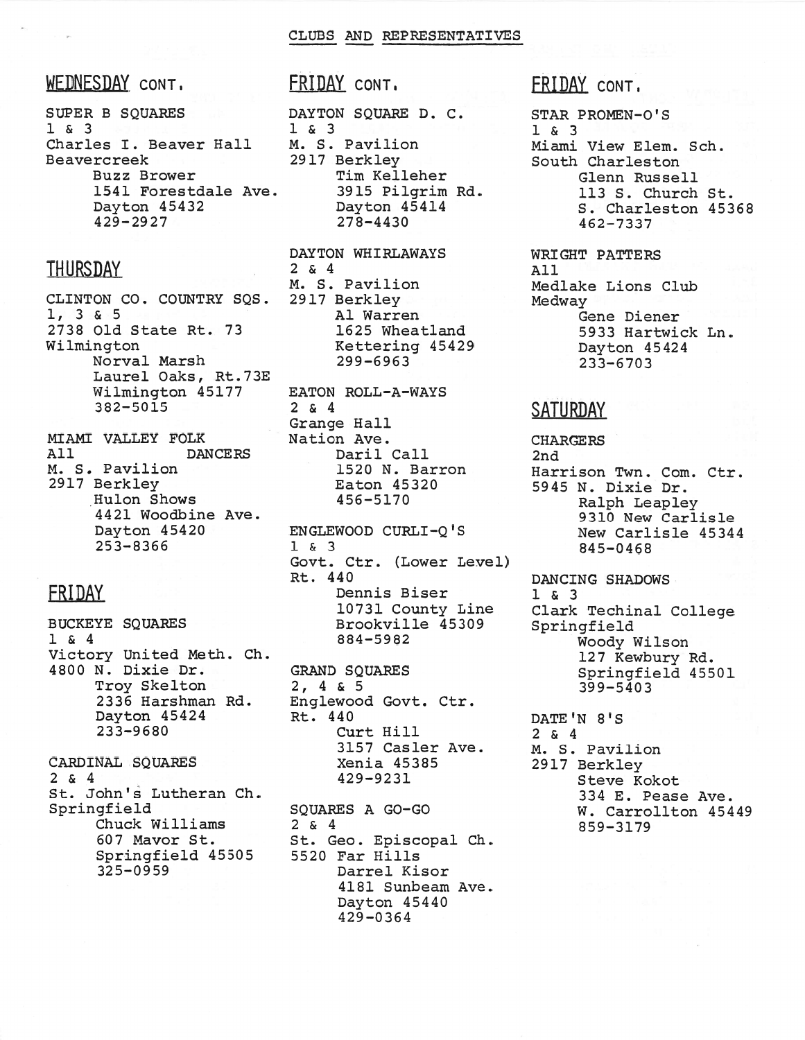# CLUBS AND REPRESENTATIVES

## WEDNESDAY CONT.

SUPER B SQUARES
1 & 3
Charles I. Beaver Hall
Beavercreek
Buzz Brower
1541 Forestdale Ave.
Dayton 45432
429-2927

## THURSDAY

CLINTON CO. COUNTRY SQS.
1, 3 & 5
2738 Old State Rt. 73
Wilmington
Norval Marsh
Laurel Oaks, Rt.73E
Wilmington 45177
382-5015

MIAMI VALLEY FOLK DANCERS
All
M. S. Pavilion
2917 Berkley
Hulon Shows
4421 Woodbine Ave.
Dayton 45420
253-8366

## FRIDAY

BUCKEYE SQUARES
1 & 4
Victory United Meth. Ch.
4800 N. Dixie Dr.
Troy Skelton
2336 Harshman Rd.
Dayton 45424
233-9680

CARDINAL SQUARES
2 & 4
St. John's Lutheran Ch.
Springfield
Chuck Williams
607 Mavor St.
Springfield 45505
325-0959

## FRIDAY CONT.

DAYTON SQUARE D. C.
1 & 3
M. S. Pavilion
2917 Berkley
Tim Kelleher
3915 Pilgrim Rd.
Dayton 45414
278-4430

DAYTON WHIRLAWAYS
2 & 4
M. S. Pavilion
2917 Berkley
Al Warren
1625 Wheatland
Kettering 45429
299-6963

EATON ROLL-A-WAYS
2 & 4
Grange Hall
Nation Ave.
Daril Call
1520 N. Barron
Eaton 45320
456-5170

ENGLEWOOD CURLI-Q'S
1 & 3
Govt. Ctr. (Lower Level)
Rt. 440
Dennis Biser
10731 County Line
Brookville 45309
884-5982

GRAND SQUARES
2, 4 & 5
Englewood Govt. Ctr.
Rt. 440
Curt Hill
3157 Casler Ave.
Xenia 45385
429-9231

SQUARES A GO-GO
2 & 4
St. Geo. Episcopal Ch.
5520 Far Hills
Darrel Kisor
4181 Sunbeam Ave.
Dayton 45440
429-0364

## FRIDAY CONT.

STAR PROMEN-O'S
1 & 3
Miami View Elem. Sch.
South Charleston
Glenn Russell
113 S. Church St.
S. Charleston 45368
462-7337

WRIGHT PATTERS
All
Medlake Lions Club
Medway
Gene Diener
5933 Hartwick Ln.
Dayton 45424
233-6703

## SATURDAY

CHARGERS
2nd
Harrison Twn. Com. Ctr.
5945 N. Dixie Dr.
Ralph Leapley
9310 New Carlisle
New Carlisle 45344
845-0468

DANCING SHADOWS
1 & 3
Clark Techinal College
Springfield
Woody Wilson
127 Kewbury Rd.
Springfield 45501
399-5403

DATE'N 8'S
2 & 4
M. S. Pavilion
2917 Berkley
Steve Kokot
334 E. Pease Ave.
W. Carrollton 45449
859-3179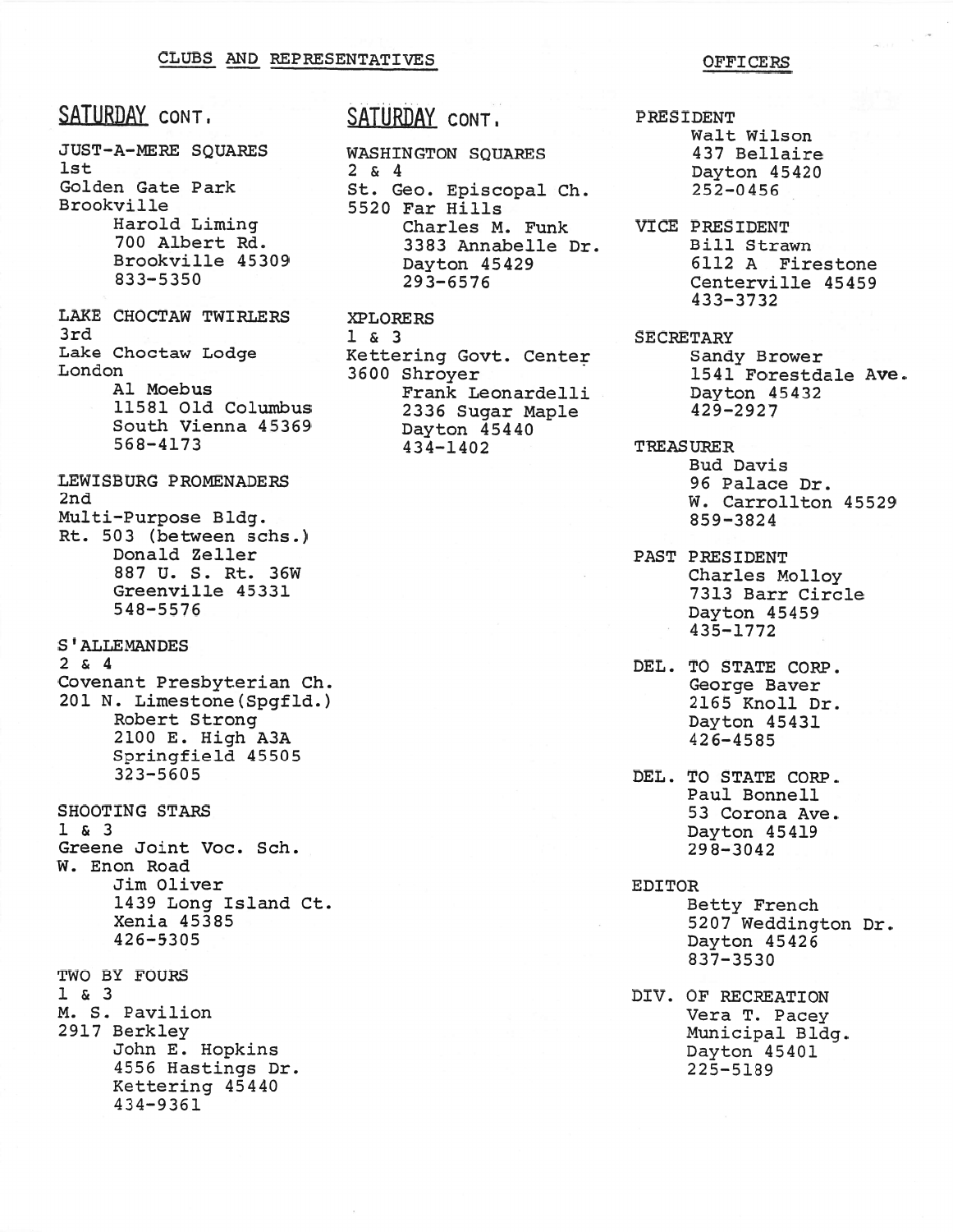## CLUBS AND REPRESENTATIVES

### SATURDAY CONT.

JUST-A-MERE SQUARES
1st
Golden Gate Park
Brookville
Harold Liming
700 Albert Rd.
Brookville 45309
833-5350

LAKE CHOCTAW TWIRLERS
3rd
Lake Choctaw Lodge
London
Al Moebus
11581 Old Columbus
South Vienna 45369
568-4173

LEWISBURG PROMENADERS
2nd
Multi-Purpose Bldg.
Rt. 503 (between schs.)
Donald Zeller
887 U. S. Rt. 36W
Greenville 45331
548-5576

S'ALLEMANDES
2 & 4
Covenant Presbyterian Ch.
201 N. Limestone(Spgfld.)
Robert Strong
2100 E. High A3A
Springfield 45505
323-5605

SHOOTING STARS
1 & 3
Greene Joint Voc. Sch.
W. Enon Road
Jim Oliver
1439 Long Island Ct.
Xenia 45385
426-5305

TWO BY FOURS
1 & 3
M. S. Pavilion
2917 Berkley
John E. Hopkins
4556 Hastings Dr.
Kettering 45440
434-9361

### SATURDAY CONT.

WASHINGTON SQUARES
2 & 4
St. Geo. Episcopal Ch.
5520 Far Hills
Charles M. Funk
3383 Annabelle Dr.
Dayton 45429
293-6576

XPLORERS
1 & 3
Kettering Govt. Center
3600 Shroyer
Frank Leonardelli
2336 Sugar Maple
Dayton 45440
434-1402

## OFFICERS

PRESIDENT
Walt Wilson
437 Bellaire
Dayton 45420
252-0456

VICE PRESIDENT
Bill Strawn
6112 A Firestone
Centerville 45459
433-3732

SECRETARY
Sandy Brower
1541 Forestdale Ave.
Dayton 45432
429-2927

TREASURER
Bud Davis
96 Palace Dr.
W. Carrollton 45529
859-3824

PAST PRESIDENT
Charles Molloy
7313 Barr Circle
Dayton 45459
435-1772

DEL. TO STATE CORP.
George Baver
2165 Knoll Dr.
Dayton 45431
426-4585

DEL. TO STATE CORP.
Paul Bonnell
53 Corona Ave.
Dayton 45419
298-3042

EDITOR
Betty French
5207 Weddington Dr.
Dayton 45426
837-3530

DIV. OF RECREATION
Vera T. Pacey
Municipal Bldg.
Dayton 45401
225-5189